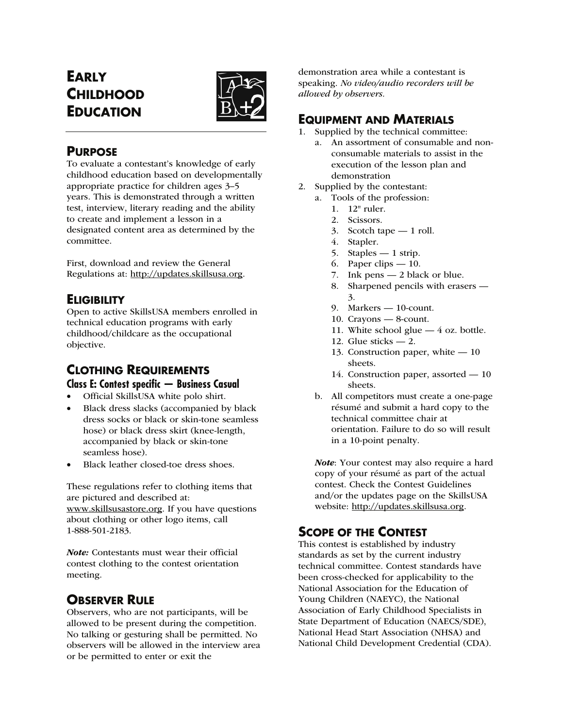# EARLY CHILDHOOD EDUCATION

## PURPOSE

To evaluate a contestant's knowledge of early childhood education based on developmentally appropriate practice for children ages 3–5 years. This is demonstrated through a written test, interview, literary reading and the ability to create and implement a lesson in a designated content area as determined by the committee.

First, download and review the General Regulations at: http://updates.skillsusa.org.

## ELIGIBILITY

Open to active SkillsUSA members enrolled in technical education programs with early childhood/childcare as the occupational objective.

## CLOTHING REQUIREMENTS

### Class E: Contest specific — Business Casual

- Official SkillsUSA white polo shirt.
- Black dress slacks (accompanied by black dress socks or black or skin-tone seamless hose) or black dress skirt (knee-length, accompanied by black or skin-tone seamless hose).
- Black leather closed-toe dress shoes.

These regulations refer to clothing items that are pictured and described at: www.skillsusastore.org. If you have questions about clothing or other logo items, call 1-888-501-2183.

***Note:*** Contestants must wear their official contest clothing to the contest orientation meeting.

## OBSERVER RULE

Observers, who are not participants, will be allowed to be present during the competition. No talking or gesturing shall be permitted. No observers will be allowed in the interview area or be permitted to enter or exit the demonstration area while a contestant is speaking. *No video/audio recorders will be allowed by observers.*

## EQUIPMENT AND MATERIALS

1. Supplied by the technical committee:
   a. An assortment of consumable and non-consumable materials to assist in the execution of the lesson plan and demonstration
2. Supplied by the contestant:
   a. Tools of the profession:
      1. 12" ruler.
      2. Scissors.
      3. Scotch tape — 1 roll.
      4. Stapler.
      5. Staples — 1 strip.
      6. Paper clips — 10.
      7. Ink pens — 2 black or blue.
      8. Sharpened pencils with erasers — 3.
      9. Markers — 10-count.
      10. Crayons — 8-count.
      11. White school glue — 4 oz. bottle.
      12. Glue sticks — 2.
      13. Construction paper, white — 10 sheets.
      14. Construction paper, assorted — 10 sheets.

   b. All competitors must create a one-page résumé and submit a hard copy to the technical committee chair at orientation. Failure to do so will result in a 10-point penalty.

   ***Note***: Your contest may also require a hard copy of your résumé as part of the actual contest. Check the Contest Guidelines and/or the updates page on the SkillsUSA website: http://updates.skillsusa.org.

## SCOPE OF THE CONTEST

This contest is established by industry standards as set by the current industry technical committee. Contest standards have been cross-checked for applicability to the National Association for the Education of Young Children (NAEYC), the National Association of Early Childhood Specialists in State Department of Education (NAECS/SDE), National Head Start Association (NHSA) and National Child Development Credential (CDA).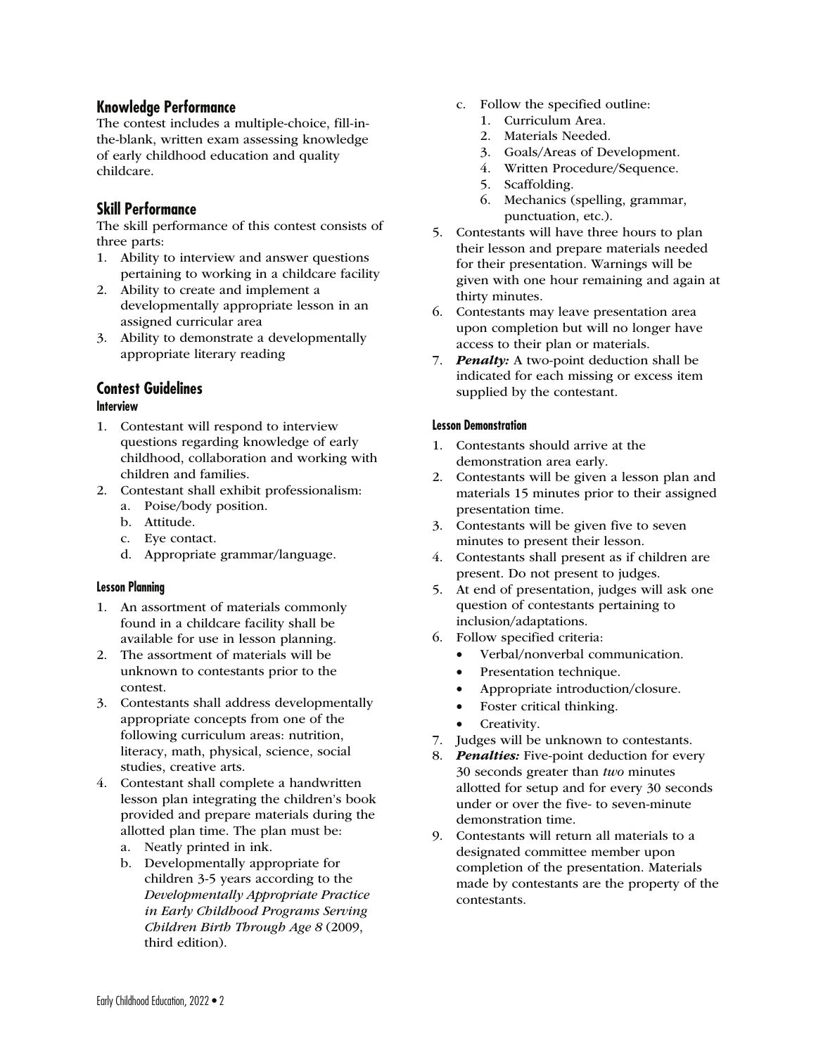## Knowledge Performance

The contest includes a multiple-choice, fill-in-the-blank, written exam assessing knowledge of early childhood education and quality childcare.

## Skill Performance

The skill performance of this contest consists of three parts:

1. Ability to interview and answer questions pertaining to working in a childcare facility
2. Ability to create and implement a developmentally appropriate lesson in an assigned curricular area
3. Ability to demonstrate a developmentally appropriate literary reading

## Contest Guidelines

### Interview

1. Contestant will respond to interview questions regarding knowledge of early childhood, collaboration and working with children and families.
2. Contestant shall exhibit professionalism:
   a. Poise/body position.
   b. Attitude.
   c. Eye contact.
   d. Appropriate grammar/language.

### Lesson Planning

1. An assortment of materials commonly found in a childcare facility shall be available for use in lesson planning.
2. The assortment of materials will be unknown to contestants prior to the contest.
3. Contestants shall address developmentally appropriate concepts from one of the following curriculum areas: nutrition, literacy, math, physical, science, social studies, creative arts.
4. Contestant shall complete a handwritten lesson plan integrating the children's book provided and prepare materials during the allotted plan time. The plan must be:
   a. Neatly printed in ink.
   b. Developmentally appropriate for children 3-5 years according to the *Developmentally Appropriate Practice in Early Childhood Programs Serving Children Birth Through Age 8* (2009, third edition).
   c. Follow the specified outline:
      1. Curriculum Area.
      2. Materials Needed.
      3. Goals/Areas of Development.
      4. Written Procedure/Sequence.
      5. Scaffolding.
      6. Mechanics (spelling, grammar, punctuation, etc.).
5. Contestants will have three hours to plan their lesson and prepare materials needed for their presentation. Warnings will be given with one hour remaining and again at thirty minutes.
6. Contestants may leave presentation area upon completion but will no longer have access to their plan or materials.
7. ***Penalty:*** A two-point deduction shall be indicated for each missing or excess item supplied by the contestant.

### Lesson Demonstration

1. Contestants should arrive at the demonstration area early.
2. Contestants will be given a lesson plan and materials 15 minutes prior to their assigned presentation time.
3. Contestants will be given five to seven minutes to present their lesson.
4. Contestants shall present as if children are present. Do not present to judges.
5. At end of presentation, judges will ask one question of contestants pertaining to inclusion/adaptations.
6. Follow specified criteria:
   - Verbal/nonverbal communication.
   - Presentation technique.
   - Appropriate introduction/closure.
   - Foster critical thinking.
   - Creativity.
7. Judges will be unknown to contestants.
8. ***Penalties:*** Five-point deduction for every 30 seconds greater than *two* minutes allotted for setup and for every 30 seconds under or over the five- to seven-minute demonstration time.
9. Contestants will return all materials to a designated committee member upon completion of the presentation. Materials made by contestants are the property of the contestants.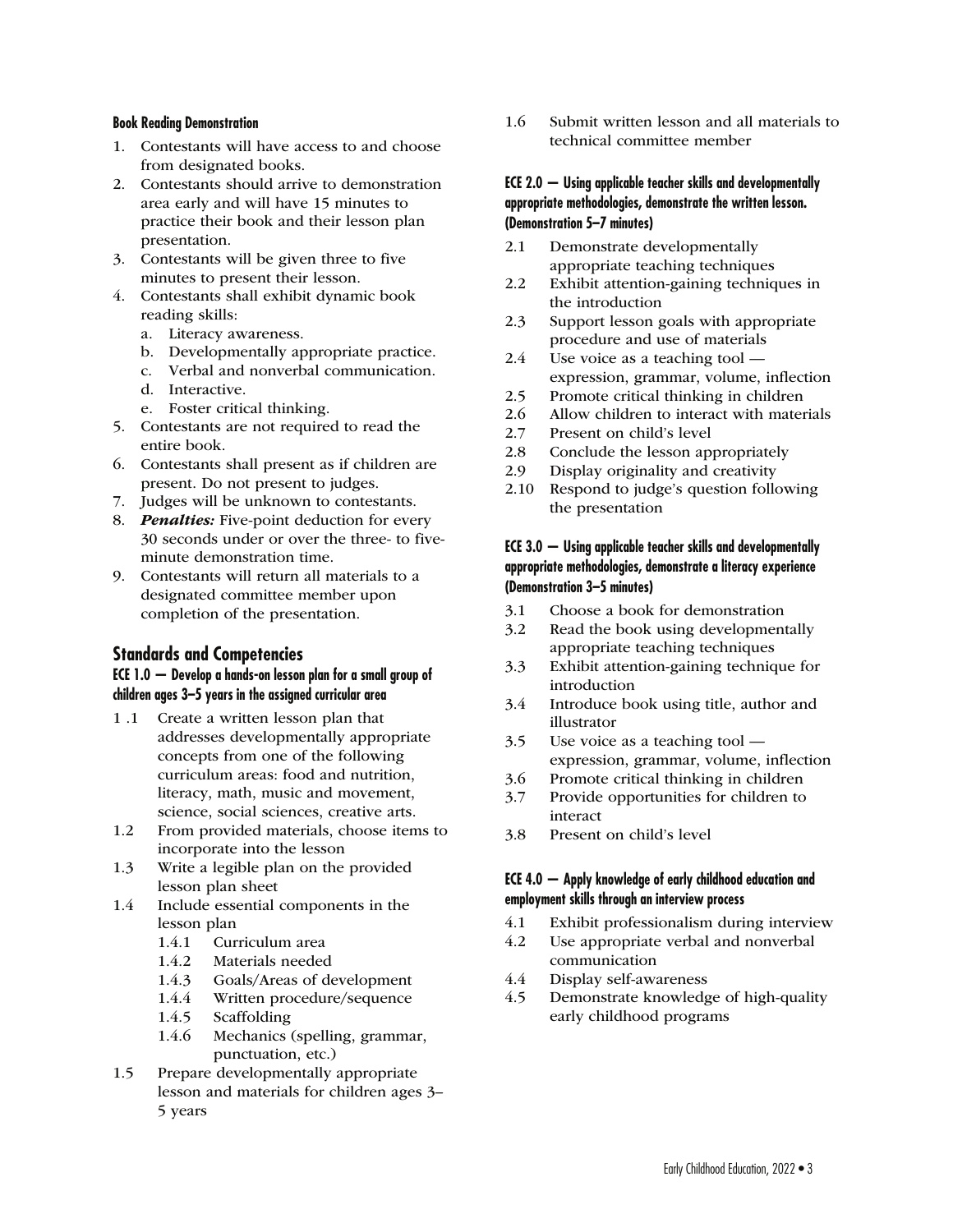**Book Reading Demonstration**

1. Contestants will have access to and choose from designated books.
2. Contestants should arrive to demonstration area early and will have 15 minutes to practice their book and their lesson plan presentation.
3. Contestants will be given three to five minutes to present their lesson.
4. Contestants shall exhibit dynamic book reading skills:
   a. Literacy awareness.
   b. Developmentally appropriate practice.
   c. Verbal and nonverbal communication.
   d. Interactive.
   e. Foster critical thinking.
5. Contestants are not required to read the entire book.
6. Contestants shall present as if children are present. Do not present to judges.
7. Judges will be unknown to contestants.
8. ***Penalties:*** Five-point deduction for every 30 seconds under or over the three- to five-minute demonstration time.
9. Contestants will return all materials to a designated committee member upon completion of the presentation.

## Standards and Competencies

**ECE 1.0 — Develop a hands-on lesson plan for a small group of children ages 3–5 years in the assigned curricular area**

1 .1 Create a written lesson plan that addresses developmentally appropriate concepts from one of the following curriculum areas: food and nutrition, literacy, math, music and movement, science, social sciences, creative arts.

1.2 From provided materials, choose items to incorporate into the lesson

1.3 Write a legible plan on the provided lesson plan sheet

1.4 Include essential components in the lesson plan

- 1.4.1 Curriculum area
- 1.4.2 Materials needed
- 1.4.3 Goals/Areas of development
- 1.4.4 Written procedure/sequence
- 1.4.5 Scaffolding
- 1.4.6 Mechanics (spelling, grammar, punctuation, etc.)

1.5 Prepare developmentally appropriate lesson and materials for children ages 3–5 years

1.6 Submit written lesson and all materials to technical committee member

**ECE 2.0 — Using applicable teacher skills and developmentally appropriate methodologies, demonstrate the written lesson. (Demonstration 5–7 minutes)**

2.1 Demonstrate developmentally appropriate teaching techniques

2.2 Exhibit attention-gaining techniques in the introduction

2.3 Support lesson goals with appropriate procedure and use of materials

2.4 Use voice as a teaching tool — expression, grammar, volume, inflection

2.5 Promote critical thinking in children

2.6 Allow children to interact with materials

2.7 Present on child's level

2.8 Conclude the lesson appropriately

2.9 Display originality and creativity

2.10 Respond to judge's question following the presentation

**ECE 3.0 — Using applicable teacher skills and developmentally appropriate methodologies, demonstrate a literacy experience (Demonstration 3–5 minutes)**

3.1 Choose a book for demonstration

3.2 Read the book using developmentally appropriate teaching techniques

3.3 Exhibit attention-gaining technique for introduction

3.4 Introduce book using title, author and illustrator

3.5 Use voice as a teaching tool — expression, grammar, volume, inflection

3.6 Promote critical thinking in children

3.7 Provide opportunities for children to interact

3.8 Present on child's level

**ECE 4.0 — Apply knowledge of early childhood education and employment skills through an interview process**

4.1 Exhibit professionalism during interview

4.2 Use appropriate verbal and nonverbal communication

4.4 Display self-awareness

4.5 Demonstrate knowledge of high-quality early childhood programs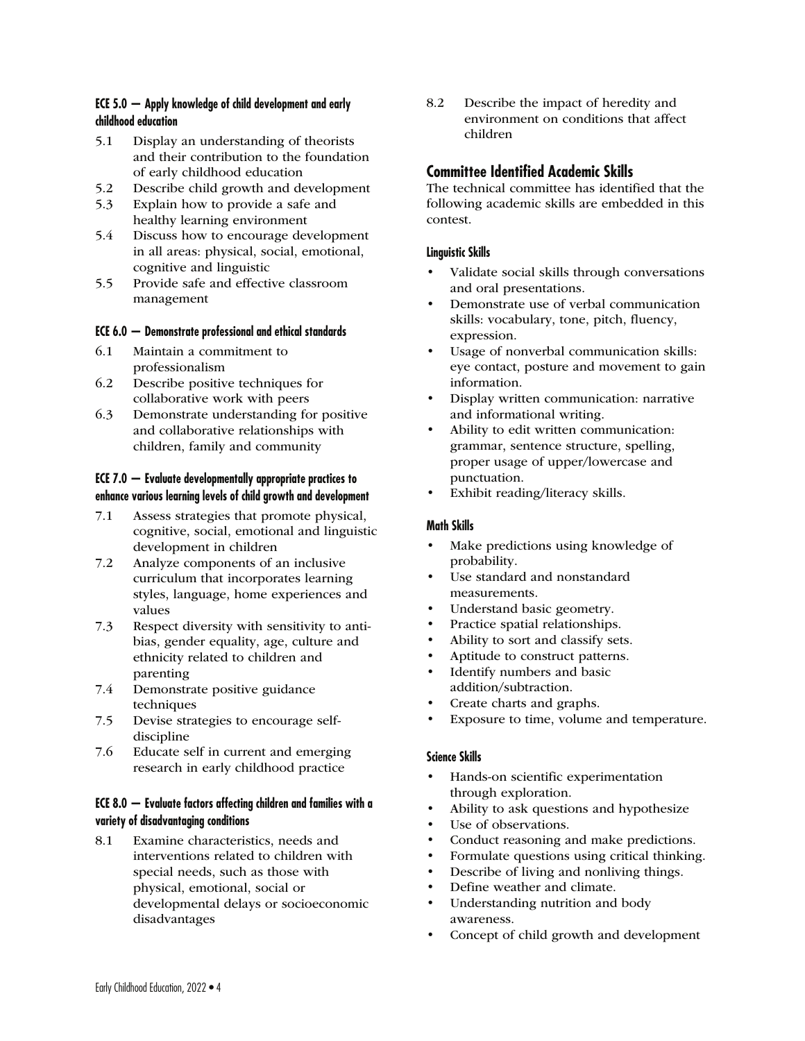#### ECE 5.0 — Apply knowledge of child development and early childhood education

5.1 Display an understanding of theorists and their contribution to the foundation of early childhood education
5.2 Describe child growth and development
5.3 Explain how to provide a safe and healthy learning environment
5.4 Discuss how to encourage development in all areas: physical, social, emotional, cognitive and linguistic
5.5 Provide safe and effective classroom management

#### ECE 6.0 — Demonstrate professional and ethical standards

6.1 Maintain a commitment to professionalism
6.2 Describe positive techniques for collaborative work with peers
6.3 Demonstrate understanding for positive and collaborative relationships with children, family and community

#### ECE 7.0 — Evaluate developmentally appropriate practices to enhance various learning levels of child growth and development

7.1 Assess strategies that promote physical, cognitive, social, emotional and linguistic development in children
7.2 Analyze components of an inclusive curriculum that incorporates learning styles, language, home experiences and values
7.3 Respect diversity with sensitivity to anti-bias, gender equality, age, culture and ethnicity related to children and parenting
7.4 Demonstrate positive guidance techniques
7.5 Devise strategies to encourage self-discipline
7.6 Educate self in current and emerging research in early childhood practice

#### ECE 8.0 — Evaluate factors affecting children and families with a variety of disadvantaging conditions

8.1 Examine characteristics, needs and interventions related to children with special needs, such as those with physical, emotional, social or developmental delays or socioeconomic disadvantages
8.2 Describe the impact of heredity and environment on conditions that affect children

## Committee Identified Academic Skills

The technical committee has identified that the following academic skills are embedded in this contest.

#### Linguistic Skills

- Validate social skills through conversations and oral presentations.
- Demonstrate use of verbal communication skills: vocabulary, tone, pitch, fluency, expression.
- Usage of nonverbal communication skills: eye contact, posture and movement to gain information.
- Display written communication: narrative and informational writing.
- Ability to edit written communication: grammar, sentence structure, spelling, proper usage of upper/lowercase and punctuation.
- Exhibit reading/literacy skills.

#### Math Skills

- Make predictions using knowledge of probability.
- Use standard and nonstandard measurements.
- Understand basic geometry.
- Practice spatial relationships.
- Ability to sort and classify sets.
- Aptitude to construct patterns.
- Identify numbers and basic addition/subtraction.
- Create charts and graphs.
- Exposure to time, volume and temperature.

#### Science Skills

- Hands-on scientific experimentation through exploration.
- Ability to ask questions and hypothesize
- Use of observations.
- Conduct reasoning and make predictions.
- Formulate questions using critical thinking.
- Describe of living and nonliving things.
- Define weather and climate.
- Understanding nutrition and body awareness.
- Concept of child growth and development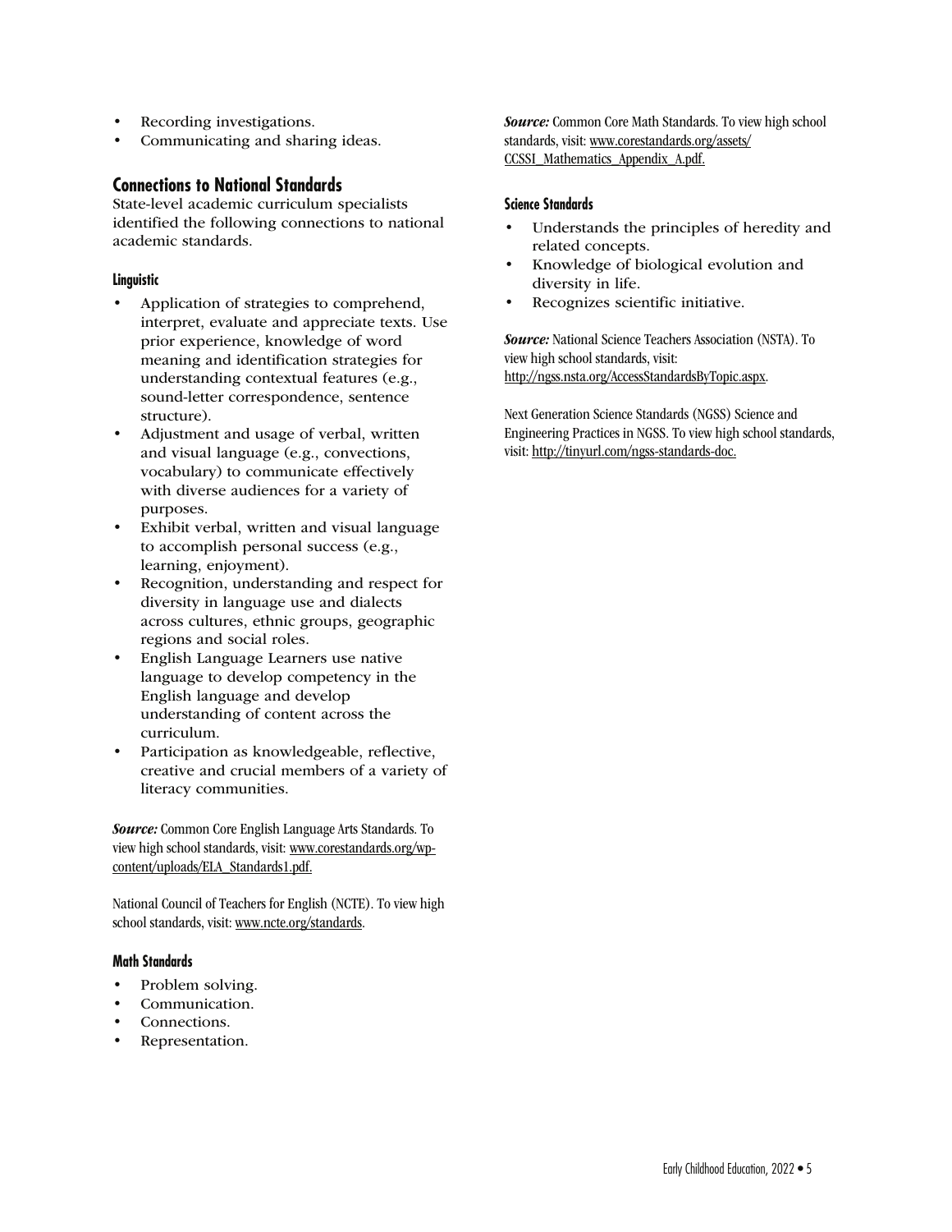- Recording investigations.
- Communicating and sharing ideas.

## Connections to National Standards

State-level academic curriculum specialists identified the following connections to national academic standards.

### Linguistic

- Application of strategies to comprehend, interpret, evaluate and appreciate texts. Use prior experience, knowledge of word meaning and identification strategies for understanding contextual features (e.g., sound-letter correspondence, sentence structure).
- Adjustment and usage of verbal, written and visual language (e.g., convections, vocabulary) to communicate effectively with diverse audiences for a variety of purposes.
- Exhibit verbal, written and visual language to accomplish personal success (e.g., learning, enjoyment).
- Recognition, understanding and respect for diversity in language use and dialects across cultures, ethnic groups, geographic regions and social roles.
- English Language Learners use native language to develop competency in the English language and develop understanding of content across the curriculum.
- Participation as knowledgeable, reflective, creative and crucial members of a variety of literacy communities.

***Source:*** Common Core English Language Arts Standards. To view high school standards, visit: www.corestandards.org/wp-content/uploads/ELA_Standards1.pdf.

National Council of Teachers for English (NCTE). To view high school standards, visit: www.ncte.org/standards.

### Math Standards

- Problem solving.
- Communication.
- Connections.
- Representation.

***Source:*** Common Core Math Standards. To view high school standards, visit: www.corestandards.org/assets/CCSSI_Mathematics_Appendix_A.pdf.

### Science Standards

- Understands the principles of heredity and related concepts.
- Knowledge of biological evolution and diversity in life.
- Recognizes scientific initiative.

***Source:*** National Science Teachers Association (NSTA). To view high school standards, visit: http://ngss.nsta.org/AccessStandardsByTopic.aspx.

Next Generation Science Standards (NGSS) Science and Engineering Practices in NGSS. To view high school standards, visit: http://tinyurl.com/ngss-standards-doc.